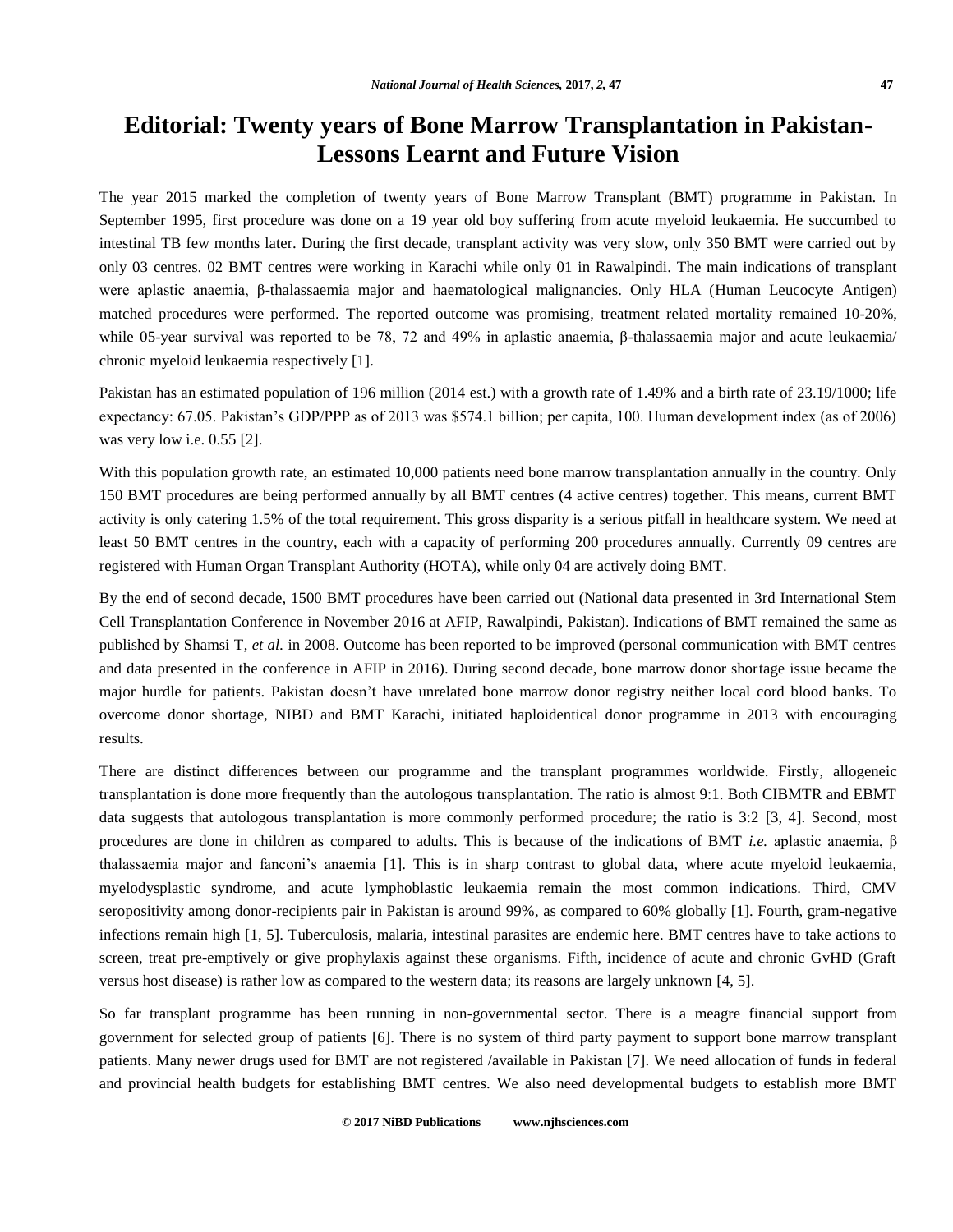# Editorial: Twenty years of Bone Marrow Transplantation in Pakistan-Lessons Learnt and Future Vision

The year 2015 marked the completion of twenty years of Bone Marrow Transplant (BMT) programme in Pakistan. In September 1995, first procedure was done on a 19 year old boy suffering from acute myeloid leukaemia. He succumbed to intestinal TB few months later. During the first decade, transplant activity was very slow, only 350 BMT were carried out by only 03 centres. 02 BMT centres were working in Karachi while only 01 in Rawalpindi. The main indications of transplant were aplastic anaemia, β-thalassaemia major and haematological malignancies. Only HLA (Human Leucocyte Antigen) matched procedures were performed. The reported outcome was promising, treatment related mortality remained 10-20%, while 05-year survival was reported to be 78, 72 and 49% in aplastic anaemia, β-thalassaemia major and acute leukaemia/ chronic myeloid leukaemia respectively [1].

Pakistan has an estimated population of 196 million (2014 est.) with a growth rate of 1.49% and a birth rate of 23.19/1000; life expectancy: 67.05. Pakistan's GDP/PPP as of 2013 was $574.1 billion; per capita, 100. Human development index (as of 2006) was very low i.e. 0.55 [2].

With this population growth rate, an estimated 10,000 patients need bone marrow transplantation annually in the country. Only 150 BMT procedures are being performed annually by all BMT centres (4 active centres) together. This means, current BMT activity is only catering 1.5% of the total requirement. This gross disparity is a serious pitfall in healthcare system. We need at least 50 BMT centres in the country, each with a capacity of performing 200 procedures annually. Currently 09 centres are registered with Human Organ Transplant Authority (HOTA), while only 04 are actively doing BMT.

By the end of second decade, 1500 BMT procedures have been carried out (National data presented in 3rd International Stem Cell Transplantation Conference in November 2016 at AFIP, Rawalpindi, Pakistan). Indications of BMT remained the same as published by Shamsi T, *et al.* in 2008. Outcome has been reported to be improved (personal communication with BMT centres and data presented in the conference in AFIP in 2016). During second decade, bone marrow donor shortage issue became the major hurdle for patients. Pakistan doesn't have unrelated bone marrow donor registry neither local cord blood banks. To overcome donor shortage, NIBD and BMT Karachi, initiated haploidentical donor programme in 2013 with encouraging results.

There are distinct differences between our programme and the transplant programmes worldwide. Firstly, allogeneic transplantation is done more frequently than the autologous transplantation. The ratio is almost 9:1. Both CIBMTR and EBMT data suggests that autologous transplantation is more commonly performed procedure; the ratio is 3:2 [3, 4]. Second, most procedures are done in children as compared to adults. This is because of the indications of BMT *i.e.* aplastic anaemia, β thalassaemia major and fanconi's anaemia [1]. This is in sharp contrast to global data, where acute myeloid leukaemia, myelodysplastic syndrome, and acute lymphoblastic leukaemia remain the most common indications. Third, CMV seropositivity among donor-recipients pair in Pakistan is around 99%, as compared to 60% globally [1]. Fourth, gram-negative infections remain high [1, 5]. Tuberculosis, malaria, intestinal parasites are endemic here. BMT centres have to take actions to screen, treat pre-emptively or give prophylaxis against these organisms. Fifth, incidence of acute and chronic GvHD (Graft versus host disease) is rather low as compared to the western data; its reasons are largely unknown [4, 5].

So far transplant programme has been running in non-governmental sector. There is a meagre financial support from government for selected group of patients [6]. There is no system of third party payment to support bone marrow transplant patients. Many newer drugs used for BMT are not registered /available in Pakistan [7]. We need allocation of funds in federal and provincial health budgets for establishing BMT centres. We also need developmental budgets to establish more BMT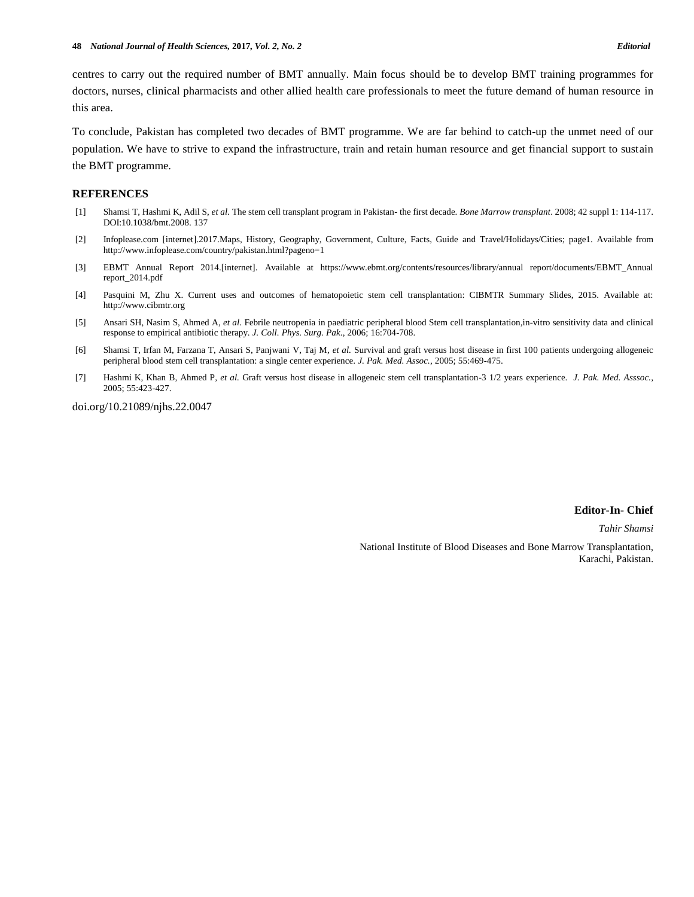centres to carry out the required number of BMT annually. Main focus should be to develop BMT training programmes for doctors, nurses, clinical pharmacists and other allied health care professionals to meet the future demand of human resource in this area.

To conclude, Pakistan has completed two decades of BMT programme. We are far behind to catch-up the unmet need of our population. We have to strive to expand the infrastructure, train and retain human resource and get financial support to sustain the BMT programme.

## REFERENCES

[1] Shamsi T, Hashmi K, Adil S, *et al.* The stem cell transplant program in Pakistan- the first decade. *Bone Marrow transplant*. 2008; 42 suppl 1: 114-117. DOI:10.1038/bmt.2008. 137

[2] Infoplease.com [internet].2017.Maps, History, Geography, Government, Culture, Facts, Guide and Travel/Holidays/Cities; page1. Available from http://www.infoplease.com/country/pakistan.html?pageno=1

[3] EBMT Annual Report 2014.[internet]. Available at https://www.ebmt.org/contents/resources/library/annual report/documents/EBMT_Annual report_2014.pdf

[4] Pasquini M, Zhu X. Current uses and outcomes of hematopoietic stem cell transplantation: CIBMTR Summary Slides, 2015. Available at: http://www.cibmtr.org

[5] Ansari SH, Nasim S, Ahmed A, *et al.* Febrile neutropenia in paediatric peripheral blood Stem cell transplantation,in-vitro sensitivity data and clinical response to empirical antibiotic therapy. *J. Coll. Phys. Surg. Pak.*, 2006; 16:704-708.

[6] Shamsi T, Irfan M, Farzana T, Ansari S, Panjwani V, Taj M, *et al.* Survival and graft versus host disease in first 100 patients undergoing allogeneic peripheral blood stem cell transplantation: a single center experience. *J. Pak. Med. Assoc.*, 2005; 55:469-475.

[7] Hashmi K, Khan B, Ahmed P, *et al.* Graft versus host disease in allogeneic stem cell transplantation-3 1/2 years experience. *J. Pak. Med. Asssoc.*, 2005; 55:423-427.

doi.org/10.21089/njhs.22.0047

**Editor-In- Chief**

*Tahir Shamsi*

National Institute of Blood Diseases and Bone Marrow Transplantation,
Karachi, Pakistan.